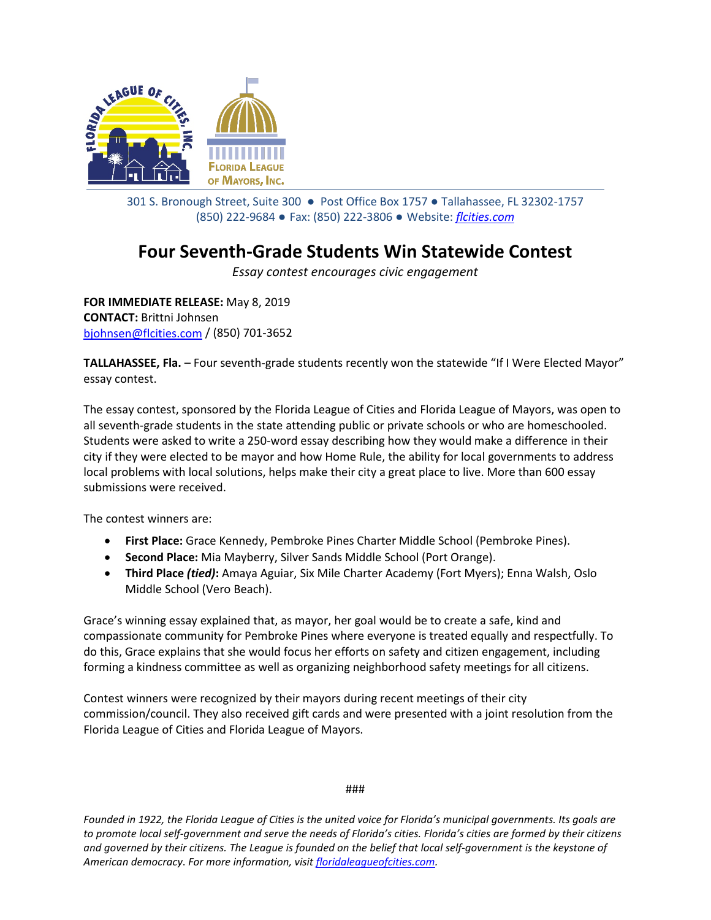301 S. Bronough Street, Suite 300 ● Post Office Box 1757 ● Tallahassee, FL 32302-1757
(850) 222-9684 ● Fax: (850) 222-3806 ● Website: *flcities.com*

# Four Seventh-Grade Students Win Statewide Contest

*Essay contest encourages civic engagement*

**FOR IMMEDIATE RELEASE:** May 8, 2019
**CONTACT:** Brittni Johnsen
bjohnsen@flcities.com / (850) 701-3652

**TALLAHASSEE, Fla.** – Four seventh-grade students recently won the statewide "If I Were Elected Mayor" essay contest.

The essay contest, sponsored by the Florida League of Cities and Florida League of Mayors, was open to all seventh-grade students in the state attending public or private schools or who are homeschooled. Students were asked to write a 250-word essay describing how they would make a difference in their city if they were elected to be mayor and how Home Rule, the ability for local governments to address local problems with local solutions, helps make their city a great place to live. More than 600 essay submissions were received.

The contest winners are:

- **First Place:** Grace Kennedy, Pembroke Pines Charter Middle School (Pembroke Pines).
- **Second Place:** Mia Mayberry, Silver Sands Middle School (Port Orange).
- **Third Place *(tied)*:** Amaya Aguiar, Six Mile Charter Academy (Fort Myers); Enna Walsh, Oslo Middle School (Vero Beach).

Grace's winning essay explained that, as mayor, her goal would be to create a safe, kind and compassionate community for Pembroke Pines where everyone is treated equally and respectfully. To do this, Grace explains that she would focus her efforts on safety and citizen engagement, including forming a kindness committee as well as organizing neighborhood safety meetings for all citizens.

Contest winners were recognized by their mayors during recent meetings of their city commission/council. They also received gift cards and were presented with a joint resolution from the Florida League of Cities and Florida League of Mayors.

###

*Founded in 1922, the Florida League of Cities is the united voice for Florida's municipal governments. Its goals are to promote local self-government and serve the needs of Florida's cities. Florida's cities are formed by their citizens and governed by their citizens. The League is founded on the belief that local self-government is the keystone of American democracy. For more information, visit floridaleagueofcities.com.*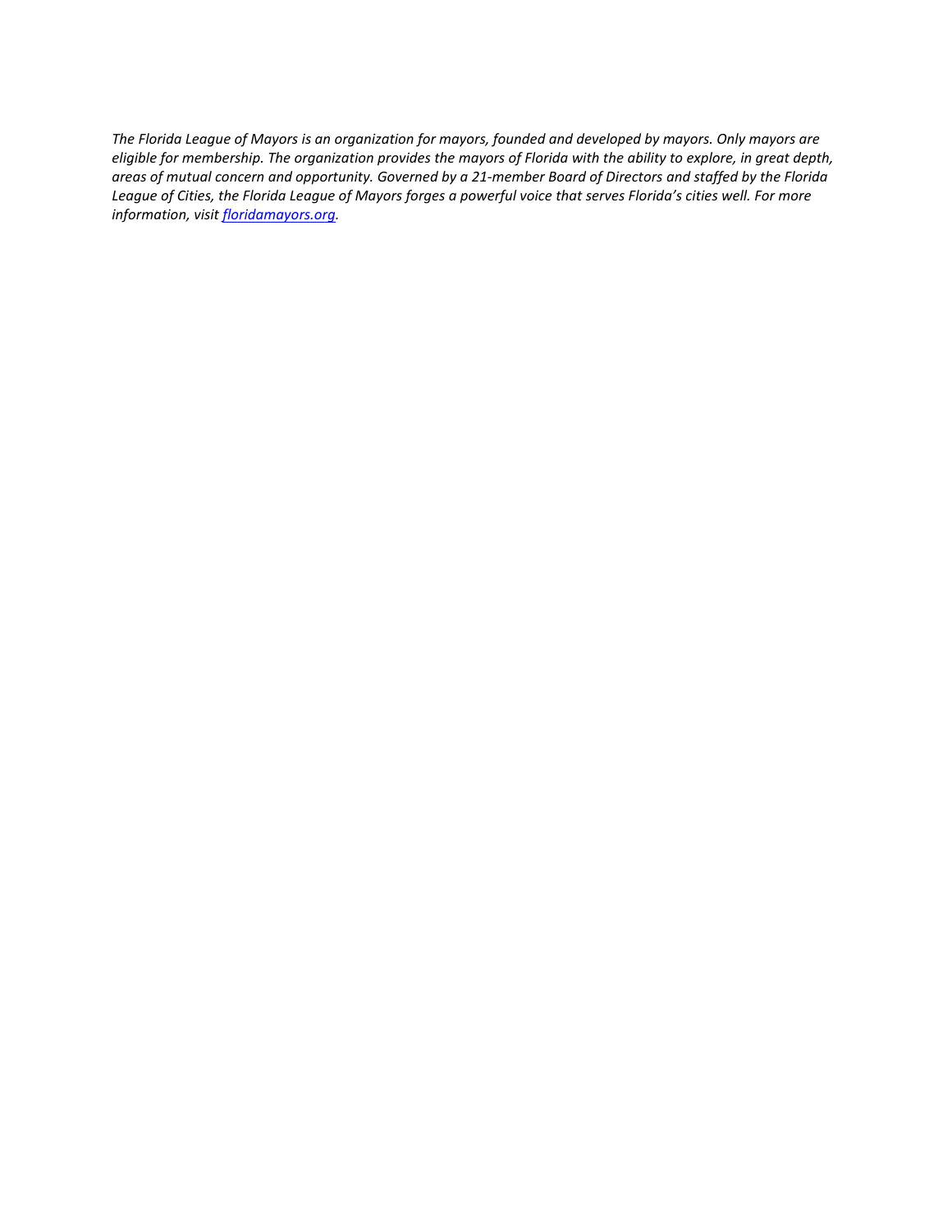*The Florida League of Mayors is an organization for mayors, founded and developed by mayors. Only mayors are eligible for membership. The organization provides the mayors of Florida with the ability to explore, in great depth, areas of mutual concern and opportunity. Governed by a 21-member Board of Directors and staffed by the Florida League of Cities, the Florida League of Mayors forges a powerful voice that serves Florida's cities well. For more information, visit [floridamayors.org](http://floridamayors.org).*